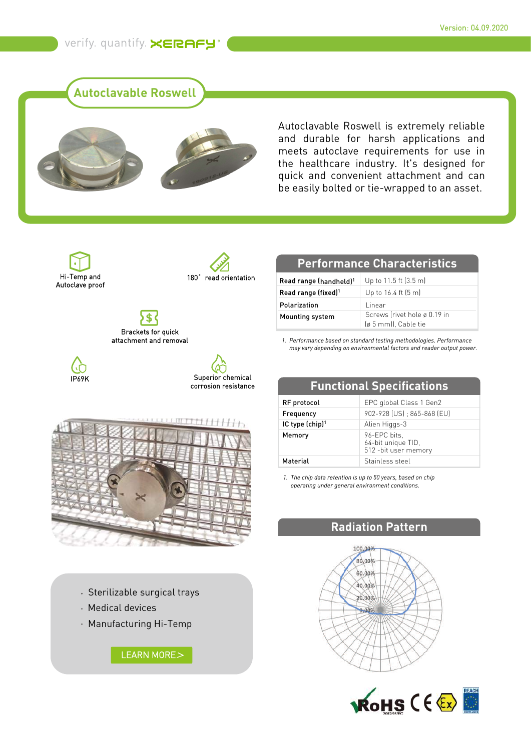Version: 04.09.2020

verify. quantify. XERAFY

# Autoclavable Roswell

Autoclavable Roswell is extremely reliable and durable for harsh applications and meets autoclave requirements for use in the healthcare industry. It's designed for quick and convenient attachment and can be easily bolted or tie-wrapped to an asset.

- Hi-Temp and Autoclave proof
- 180° read orientation
- Brackets for quick attachment and removal
- IP69K
- Superior chemical corrosion resistance

## Performance Characteristics

| | |
|---|---|
| **Read range (handheld)**[1] | Up to 11.5 ft (3.5 m) |
| **Read range (fixed)**[1] | Up to 16.4 ft (5 m) |
| **Polarization** | Linear |
| **Mounting system** | Screws (rivet hole ø 0.19 in (ø 5 mm)), Cable tie |

*1. Performance based on standard testing methodologies. Performance may vary depending on environmental factors and reader output power.*

## Functional Specifications

| | |
|---|---|
| **RF protocol** | EPC global Class 1 Gen2 |
| **Frequency** | 902-928 (US) ; 865-868 (EU) |
| **IC type (chip)**[1] | Alien Higgs-3 |
| **Memory** | 96-EPC bits, 64-bit unique TID, 512 -bit user memory |
| **Material** | Stainless steel |

*1. The chip data retention is up to 50 years, based on chip operating under general environment conditions.*

## Radiation Pattern

100,00%
80,00%
60,00%
40,00%
20,00%
0,00%

- Sterilizable surgical trays
- Medical devices
- Manufacturing Hi-Temp

LEARN MORE>

RoHS 2002/95/EC CE Ex REACH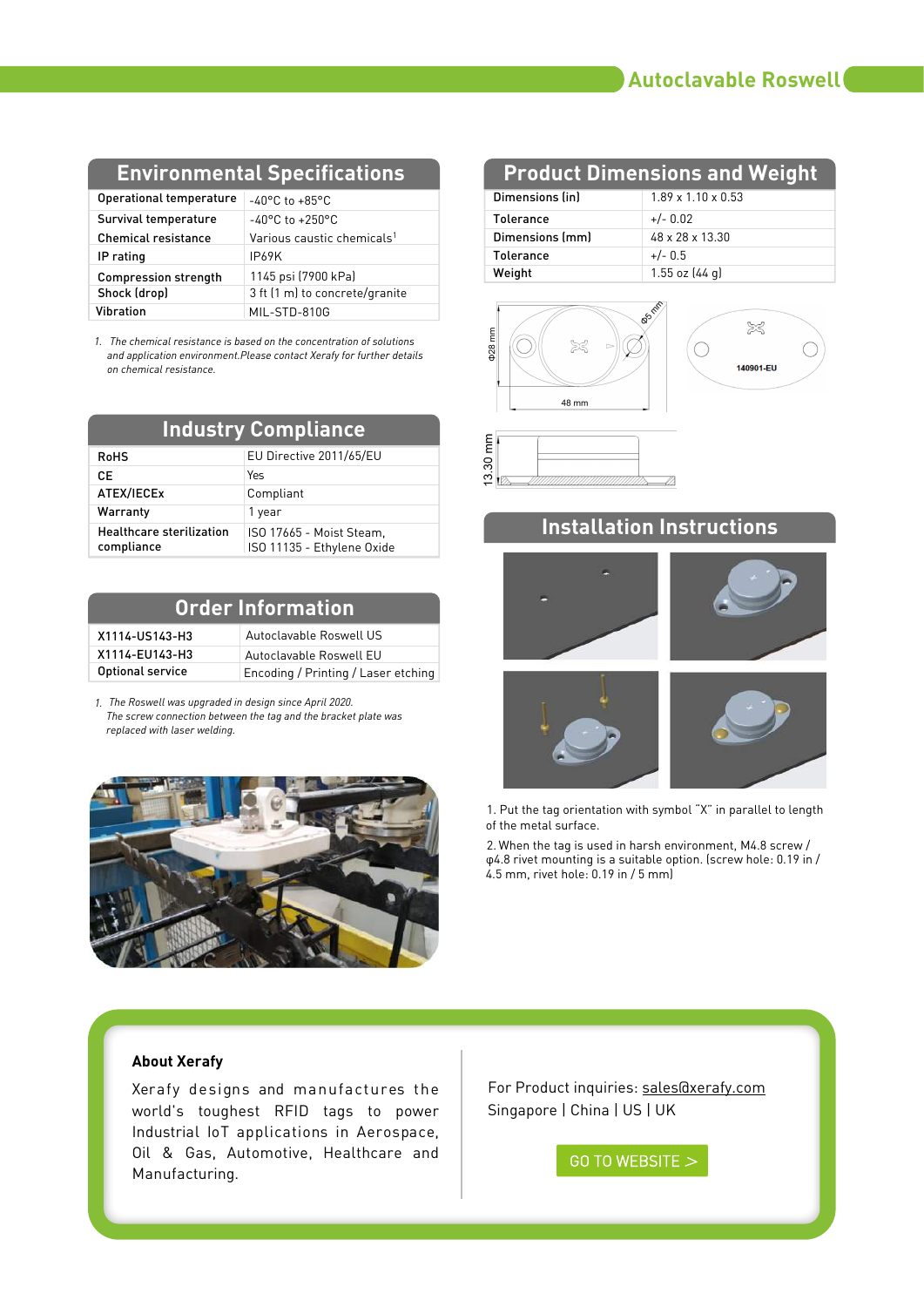## Environmental Specifications

| | |
|---|---|
| Operational temperature | -40°C to +85°C |
| Survival temperature | -40°C to +250°C |
| Chemical resistance | Various caustic chemicals[1] |
| IP rating | IP69K |
| Compression strength | 1145 psi (7900 kPa) |
| Shock (drop) | 3 ft (1 m) to concrete/granite |
| Vibration | MIL-STD-810G |

1. *The chemical resistance is based on the concentration of solutions and application environment.Please contact Xerafy for further details on chemical resistance.*

## Industry Compliance

| | |
|---|---|
| RoHS | EU Directive 2011/65/EU |
| CE | Yes |
| ATEX/IECEx | Compliant |
| Warranty | 1 year |
| Healthcare sterilization compliance | ISO 17665 - Moist Steam, ISO 11135 - Ethylene Oxide |

## Order Information

| | |
|---|---|
| X1114-US143-H3 | Autoclavable Roswell US |
| X1114-EU143-H3 | Autoclavable Roswell EU |
| Optional service | Encoding / Printing / Laser etching |

1. *The Roswell was upgraded in design since April 2020. The screw connection between the tag and the bracket plate was replaced with laser welding.*

## Product Dimensions and Weight

| | |
|---|---|
| Dimensions (in) | 1.89 x 1.10 x 0.53 |
| Tolerance | +/- 0.02 |
| Dimensions (mm) | 48 x 28 x 13.30 |
| Tolerance | +/- 0.5 |
| Weight | 1.55 oz (44 g) |

Φ28 mm
Φ5 mm
48 mm
140901-EU
13.30 mm

## Installation Instructions

1. Put the tag orientation with symbol "X" in parallel to length of the metal surface.

2. When the tag is used in harsh environment, M4.8 screw / φ4.8 rivet mounting is a suitable option. (screw hole: 0.19 in / 4.5 mm, rivet hole: 0.19 in / 5 mm)

**About Xerafy**

Xerafy designs and manufactures the world's toughest RFID tags to power Industrial IoT applications in Aerospace, Oil & Gas, Automotive, Healthcare and Manufacturing.

For Product inquiries: sales@xerafy.com
Singapore | China | US | UK

GO TO WEBSITE >